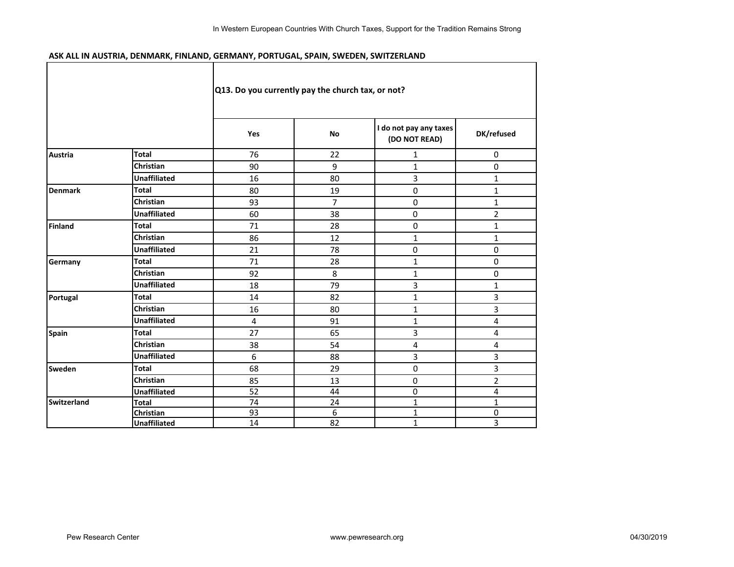In Western European Countries With Church Taxes, Support for the Tradition Remains Strong

**ASK ALL IN AUSTRIA, DENMARK, FINLAND, GERMANY, PORTUGAL, SPAIN, SWEDEN, SWITZERLAND**

| | | Q13. Do you currently pay the church tax, or not? | | | |
|---|---|---|---|---|---|
| | | **Yes** | **No** | **I do not pay any taxes (DO NOT READ)** | **DK/refused** |
| **Austria** | **Total** | 76 | 22 | 1 | 0 |
| | **Christian** | 90 | 9 | 1 | 0 |
| | **Unaffiliated** | 16 | 80 | 3 | 1 |
| **Denmark** | **Total** | 80 | 19 | 0 | 1 |
| | **Christian** | 93 | 7 | 0 | 1 |
| | **Unaffiliated** | 60 | 38 | 0 | 2 |
| **Finland** | **Total** | 71 | 28 | 0 | 1 |
| | **Christian** | 86 | 12 | 1 | 1 |
| | **Unaffiliated** | 21 | 78 | 0 | 0 |
| **Germany** | **Total** | 71 | 28 | 1 | 0 |
| | **Christian** | 92 | 8 | 1 | 0 |
| | **Unaffiliated** | 18 | 79 | 3 | 1 |
| **Portugal** | **Total** | 14 | 82 | 1 | 3 |
| | **Christian** | 16 | 80 | 1 | 3 |
| | **Unaffiliated** | 4 | 91 | 1 | 4 |
| **Spain** | **Total** | 27 | 65 | 3 | 4 |
| | **Christian** | 38 | 54 | 4 | 4 |
| | **Unaffiliated** | 6 | 88 | 3 | 3 |
| **Sweden** | **Total** | 68 | 29 | 0 | 3 |
| | **Christian** | 85 | 13 | 0 | 2 |
| | **Unaffiliated** | 52 | 44 | 0 | 4 |
| **Switzerland** | **Total** | 74 | 24 | 1 | 1 |
| | **Christian** | 93 | 6 | 1 | 0 |
| | **Unaffiliated** | 14 | 82 | 1 | 3 |

Pew Research Center www.pewresearch.org 04/30/2019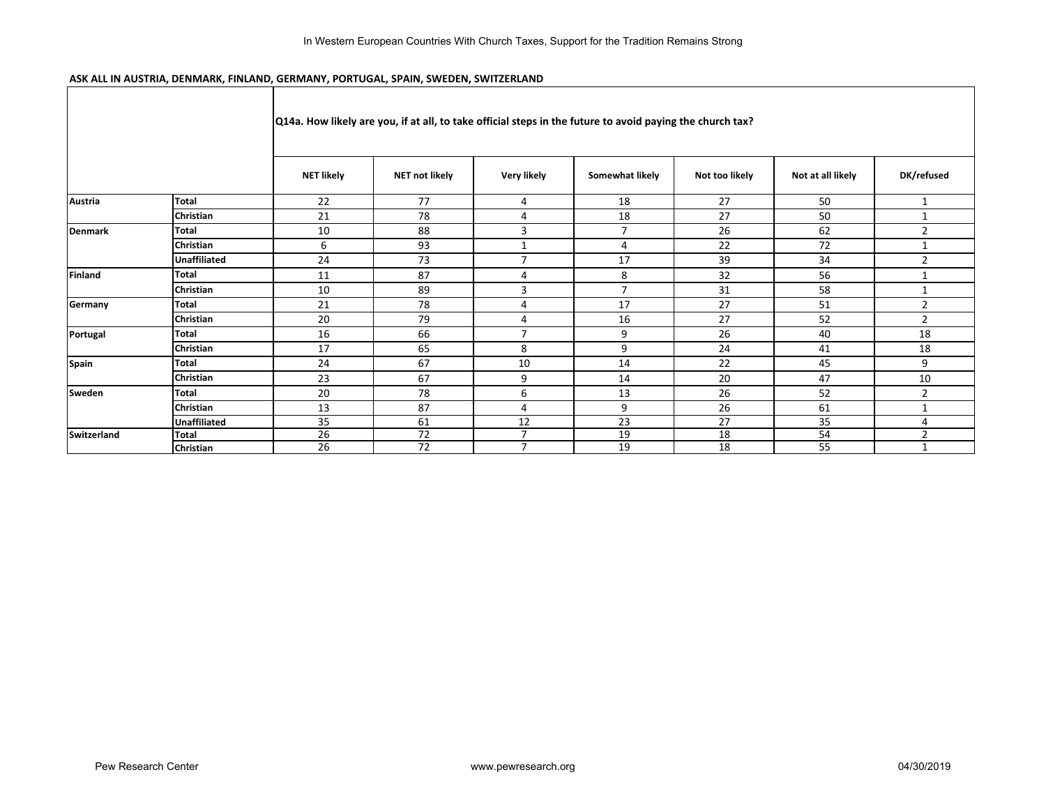**ASK ALL IN AUSTRIA, DENMARK, FINLAND, GERMANY, PORTUGAL, SPAIN, SWEDEN, SWITZERLAND**

| | | Q14a. How likely are you, if at all, to take official steps in the future to avoid paying the church tax? | | | | | | |
|---|---|---|---|---|---|---|---|---|
| | | **NET likely** | **NET not likely** | **Very likely** | **Somewhat likely** | **Not too likely** | **Not at all likely** | **DK/refused** |
| **Austria** | **Total** | 22 | 77 | 4 | 18 | 27 | 50 | 1 |
| | **Christian** | 21 | 78 | 4 | 18 | 27 | 50 | 1 |
| **Denmark** | **Total** | 10 | 88 | 3 | 7 | 26 | 62 | 2 |
| | **Christian** | 6 | 93 | 1 | 4 | 22 | 72 | 1 |
| | **Unaffiliated** | 24 | 73 | 7 | 17 | 39 | 34 | 2 |
| **Finland** | **Total** | 11 | 87 | 4 | 8 | 32 | 56 | 1 |
| | **Christian** | 10 | 89 | 3 | 7 | 31 | 58 | 1 |
| **Germany** | **Total** | 21 | 78 | 4 | 17 | 27 | 51 | 2 |
| | **Christian** | 20 | 79 | 4 | 16 | 27 | 52 | 2 |
| **Portugal** | **Total** | 16 | 66 | 7 | 9 | 26 | 40 | 18 |
| | **Christian** | 17 | 65 | 8 | 9 | 24 | 41 | 18 |
| **Spain** | **Total** | 24 | 67 | 10 | 14 | 22 | 45 | 9 |
| | **Christian** | 23 | 67 | 9 | 14 | 20 | 47 | 10 |
| **Sweden** | **Total** | 20 | 78 | 6 | 13 | 26 | 52 | 2 |
| | **Christian** | 13 | 87 | 4 | 9 | 26 | 61 | 1 |
| | **Unaffiliated** | 35 | 61 | 12 | 23 | 27 | 35 | 4 |
| **Switzerland** | **Total** | 26 | 72 | 7 | 19 | 18 | 54 | 2 |
| | **Christian** | 26 | 72 | 7 | 19 | 18 | 55 | 1 |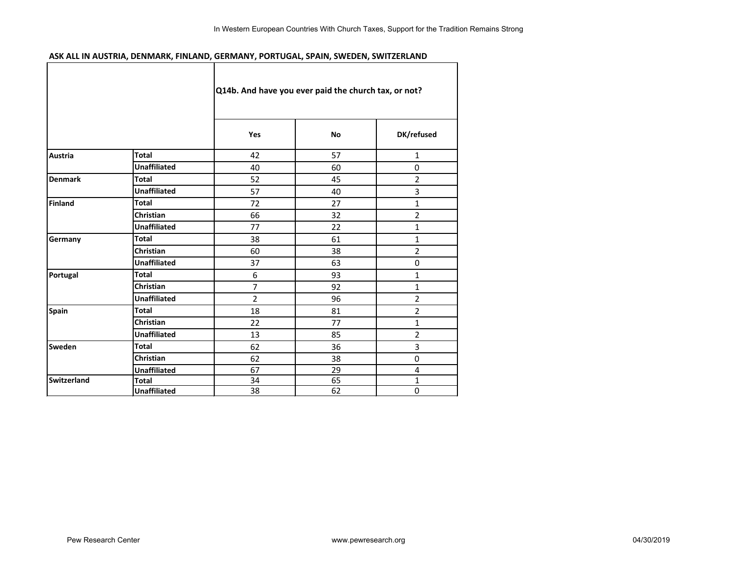**ASK ALL IN AUSTRIA, DENMARK, FINLAND, GERMANY, PORTUGAL, SPAIN, SWEDEN, SWITZERLAND**

| | | Q14b. And have you ever paid the church tax, or not? | | |
|---|---|---|---|---|
| | | **Yes** | **No** | **DK/refused** |
| **Austria** | **Total** | 42 | 57 | 1 |
| | **Unaffiliated** | 40 | 60 | 0 |
| **Denmark** | **Total** | 52 | 45 | 2 |
| | **Unaffiliated** | 57 | 40 | 3 |
| **Finland** | **Total** | 72 | 27 | 1 |
| | **Christian** | 66 | 32 | 2 |
| | **Unaffiliated** | 77 | 22 | 1 |
| **Germany** | **Total** | 38 | 61 | 1 |
| | **Christian** | 60 | 38 | 2 |
| | **Unaffiliated** | 37 | 63 | 0 |
| **Portugal** | **Total** | 6 | 93 | 1 |
| | **Christian** | 7 | 92 | 1 |
| | **Unaffiliated** | 2 | 96 | 2 |
| **Spain** | **Total** | 18 | 81 | 2 |
| | **Christian** | 22 | 77 | 1 |
| | **Unaffiliated** | 13 | 85 | 2 |
| **Sweden** | **Total** | 62 | 36 | 3 |
| | **Christian** | 62 | 38 | 0 |
| | **Unaffiliated** | 67 | 29 | 4 |
| **Switzerland** | **Total** | 34 | 65 | 1 |
| | **Unaffiliated** | 38 | 62 | 0 |